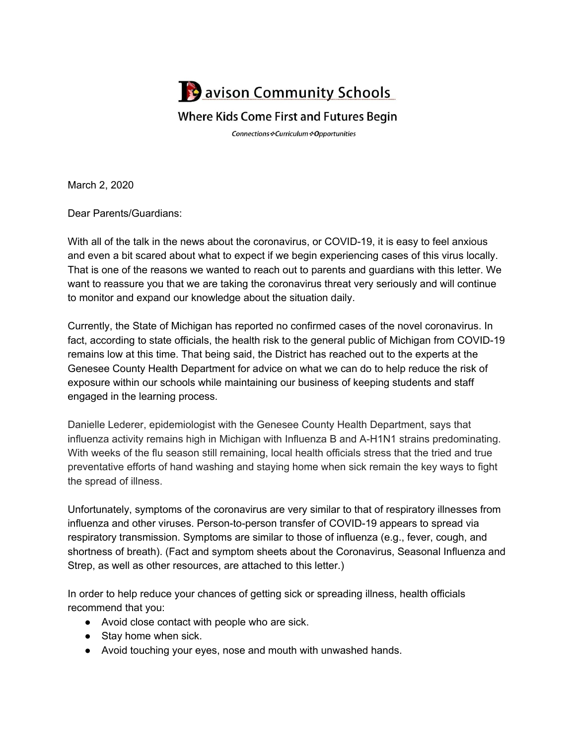# Davison Community Schools

## Where Kids Come First and Futures Begin

*Connections ❖ Curriculum ❖ Opportunities*

March 2, 2020

Dear Parents/Guardians:

With all of the talk in the news about the coronavirus, or COVID-19, it is easy to feel anxious and even a bit scared about what to expect if we begin experiencing cases of this virus locally. That is one of the reasons we wanted to reach out to parents and guardians with this letter. We want to reassure you that we are taking the coronavirus threat very seriously and will continue to monitor and expand our knowledge about the situation daily.

Currently, the State of Michigan has reported no confirmed cases of the novel coronavirus. In fact, according to state officials, the health risk to the general public of Michigan from COVID-19 remains low at this time. That being said, the District has reached out to the experts at the Genesee County Health Department for advice on what we can do to help reduce the risk of exposure within our schools while maintaining our business of keeping students and staff engaged in the learning process.

Danielle Lederer, epidemiologist with the Genesee County Health Department, says that influenza activity remains high in Michigan with Influenza B and A-H1N1 strains predominating. With weeks of the flu season still remaining, local health officials stress that the tried and true preventative efforts of hand washing and staying home when sick remain the key ways to fight the spread of illness.

Unfortunately, symptoms of the coronavirus are very similar to that of respiratory illnesses from influenza and other viruses. Person-to-person transfer of COVID-19 appears to spread via respiratory transmission. Symptoms are similar to those of influenza (e.g., fever, cough, and shortness of breath). (Fact and symptom sheets about the Coronavirus, Seasonal Influenza and Strep, as well as other resources, are attached to this letter.)

In order to help reduce your chances of getting sick or spreading illness, health officials recommend that you:

- Avoid close contact with people who are sick.
- Stay home when sick.
- Avoid touching your eyes, nose and mouth with unwashed hands.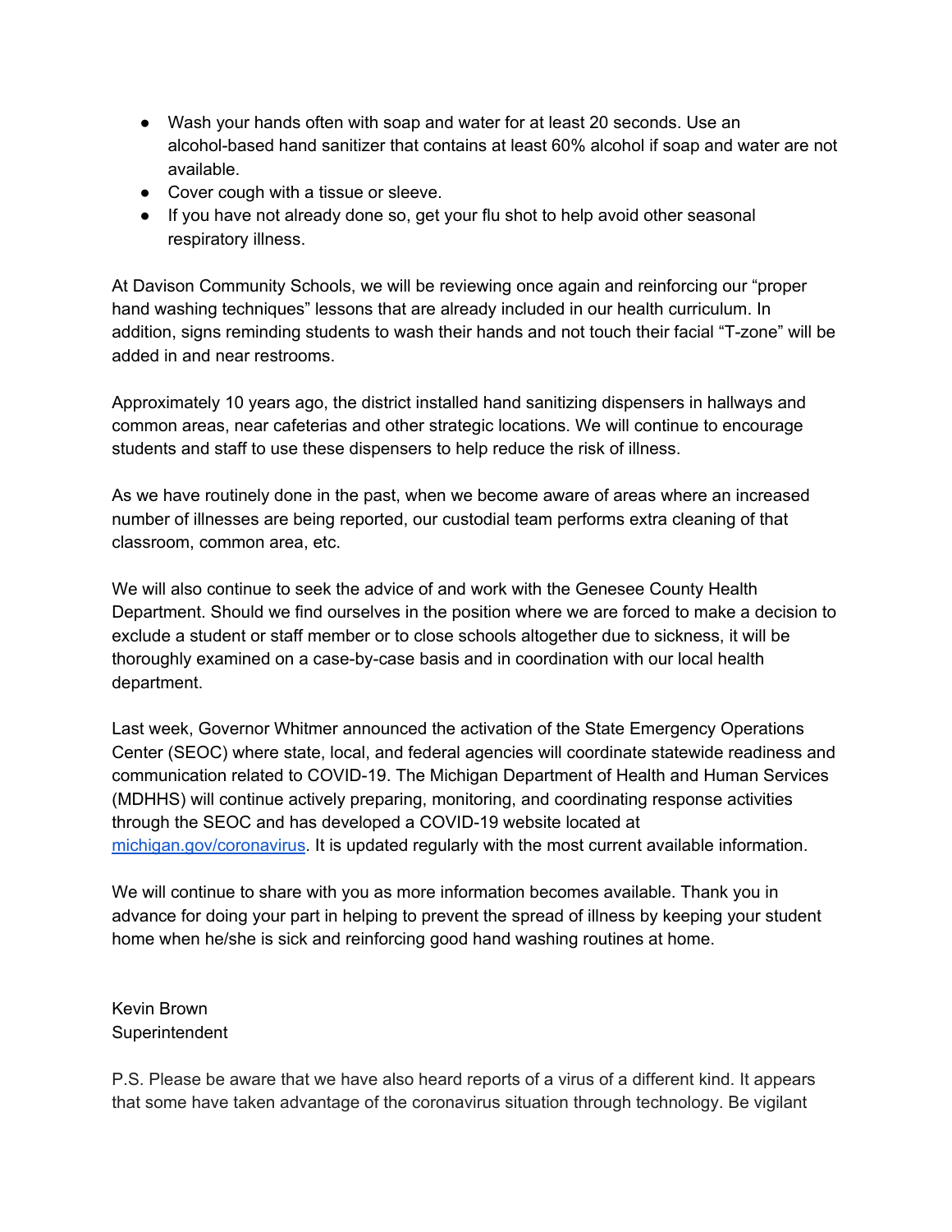- Wash your hands often with soap and water for at least 20 seconds. Use an alcohol-based hand sanitizer that contains at least 60% alcohol if soap and water are not available.
- Cover cough with a tissue or sleeve.
- If you have not already done so, get your flu shot to help avoid other seasonal respiratory illness.

At Davison Community Schools, we will be reviewing once again and reinforcing our “proper hand washing techniques” lessons that are already included in our health curriculum. In addition, signs reminding students to wash their hands and not touch their facial “T-zone” will be added in and near restrooms.

Approximately 10 years ago, the district installed hand sanitizing dispensers in hallways and common areas, near cafeterias and other strategic locations. We will continue to encourage students and staff to use these dispensers to help reduce the risk of illness.

As we have routinely done in the past, when we become aware of areas where an increased number of illnesses are being reported, our custodial team performs extra cleaning of that classroom, common area, etc.

We will also continue to seek the advice of and work with the Genesee County Health Department. Should we find ourselves in the position where we are forced to make a decision to exclude a student or staff member or to close schools altogether due to sickness, it will be thoroughly examined on a case-by-case basis and in coordination with our local health department.

Last week, Governor Whitmer announced the activation of the State Emergency Operations Center (SEOC) where state, local, and federal agencies will coordinate statewide readiness and communication related to COVID-19. The Michigan Department of Health and Human Services (MDHHS) will continue actively preparing, monitoring, and coordinating response activities through the SEOC and has developed a COVID-19 website located at [michigan.gov/coronavirus](michigan.gov/coronavirus). It is updated regularly with the most current available information.

We will continue to share with you as more information becomes available. Thank you in advance for doing your part in helping to prevent the spread of illness by keeping your student home when he/she is sick and reinforcing good hand washing routines at home.

Kevin Brown
Superintendent

P.S. Please be aware that we have also heard reports of a virus of a different kind. It appears that some have taken advantage of the coronavirus situation through technology. Be vigilant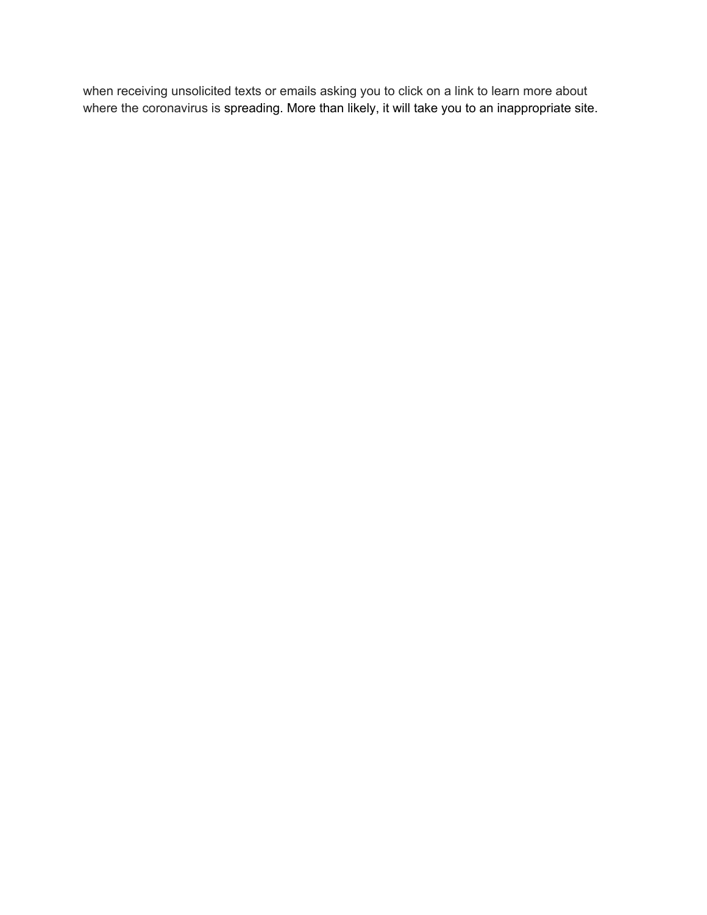when receiving unsolicited texts or emails asking you to click on a link to learn more about where the coronavirus is spreading. More than likely, it will take you to an inappropriate site.